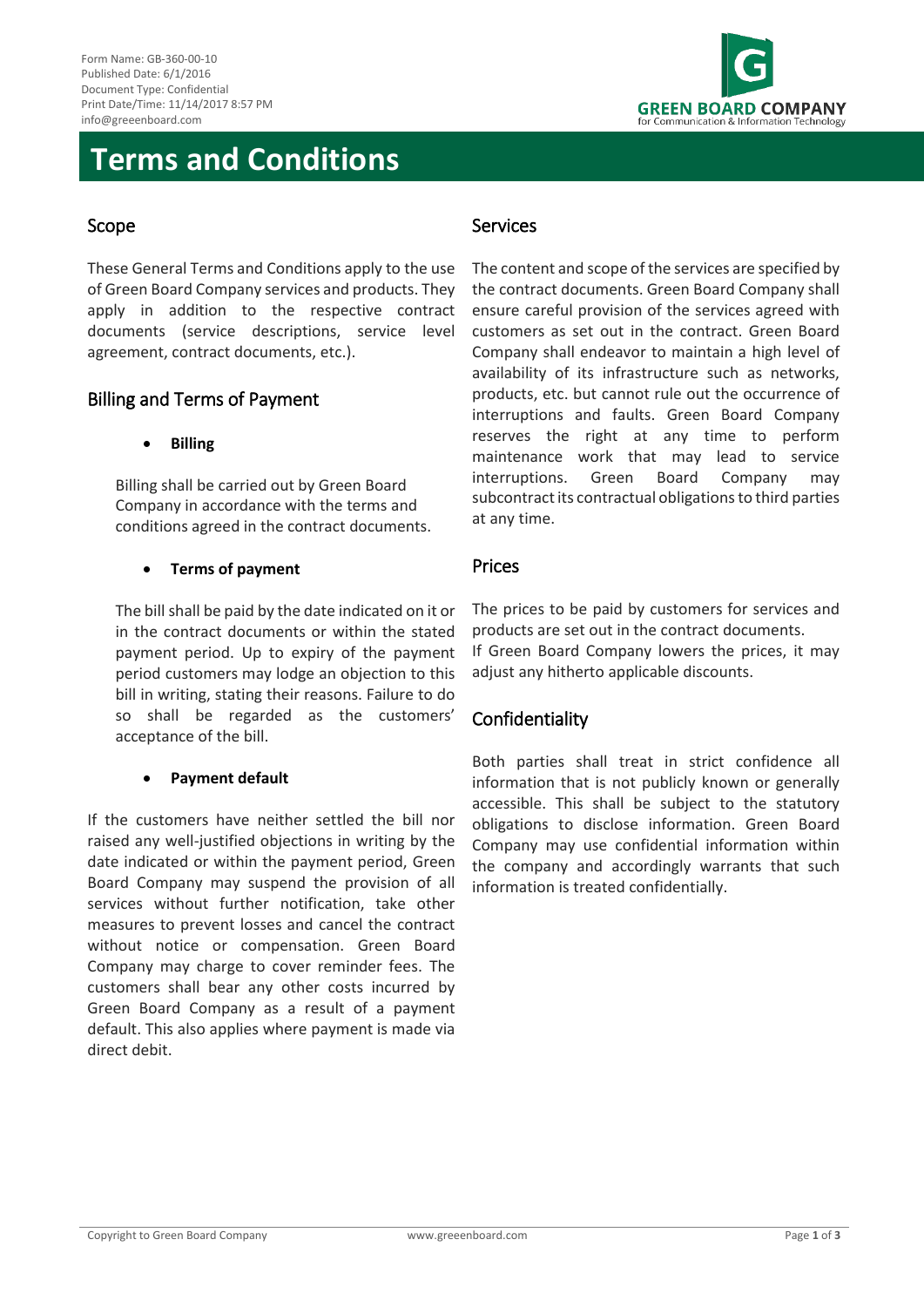Form Name: GB-360-00-10
Published Date: 6/1/2016
Document Type: Confidential
Print Date/Time: 11/14/2017 8:57 PM
info@greeenboard.com

GREEN BOARD COMPANY
for Communication & Information Technology

# Terms and Conditions

## Scope

These General Terms and Conditions apply to the use of Green Board Company services and products. They apply in addition to the respective contract documents (service descriptions, service level agreement, contract documents, etc.).

## Billing and Terms of Payment

- **Billing**

Billing shall be carried out by Green Board Company in accordance with the terms and conditions agreed in the contract documents.

- **Terms of payment**

The bill shall be paid by the date indicated on it or in the contract documents or within the stated payment period. Up to expiry of the payment period customers may lodge an objection to this bill in writing, stating their reasons. Failure to do so shall be regarded as the customers' acceptance of the bill.

- **Payment default**

If the customers have neither settled the bill nor raised any well-justified objections in writing by the date indicated or within the payment period, Green Board Company may suspend the provision of all services without further notification, take other measures to prevent losses and cancel the contract without notice or compensation. Green Board Company may charge to cover reminder fees. The customers shall bear any other costs incurred by Green Board Company as a result of a payment default. This also applies where payment is made via direct debit.

## Services

The content and scope of the services are specified by the contract documents. Green Board Company shall ensure careful provision of the services agreed with customers as set out in the contract. Green Board Company shall endeavor to maintain a high level of availability of its infrastructure such as networks, products, etc. but cannot rule out the occurrence of interruptions and faults. Green Board Company reserves the right at any time to perform maintenance work that may lead to service interruptions. Green Board Company may subcontract its contractual obligations to third parties at any time.

## Prices

The prices to be paid by customers for services and products are set out in the contract documents.
If Green Board Company lowers the prices, it may adjust any hitherto applicable discounts.

## Confidentiality

Both parties shall treat in strict confidence all information that is not publicly known or generally accessible. This shall be subject to the statutory obligations to disclose information. Green Board Company may use confidential information within the company and accordingly warrants that such information is treated confidentially.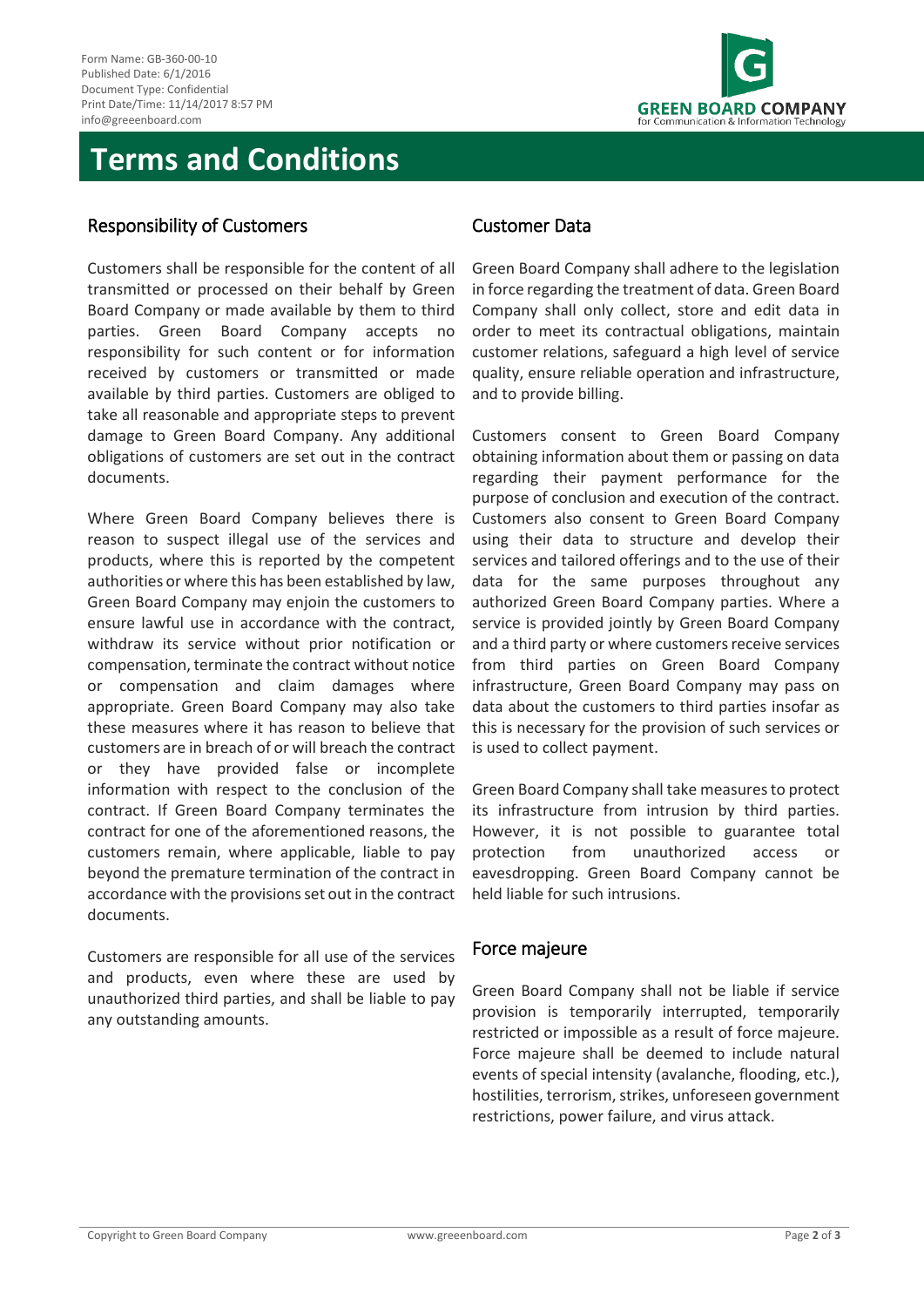# Terms and Conditions

## Responsibility of Customers

Customers shall be responsible for the content of all transmitted or processed on their behalf by Green Board Company or made available by them to third parties. Green Board Company accepts no responsibility for such content or for information received by customers or transmitted or made available by third parties. Customers are obliged to take all reasonable and appropriate steps to prevent damage to Green Board Company. Any additional obligations of customers are set out in the contract documents.

Where Green Board Company believes there is reason to suspect illegal use of the services and products, where this is reported by the competent authorities or where this has been established by law, Green Board Company may enjoin the customers to ensure lawful use in accordance with the contract, withdraw its service without prior notification or compensation, terminate the contract without notice or compensation and claim damages where appropriate. Green Board Company may also take these measures where it has reason to believe that customers are in breach of or will breach the contract or they have provided false or incomplete information with respect to the conclusion of the contract. If Green Board Company terminates the contract for one of the aforementioned reasons, the customers remain, where applicable, liable to pay beyond the premature termination of the contract in accordance with the provisions set out in the contract documents.

Customers are responsible for all use of the services and products, even where these are used by unauthorized third parties, and shall be liable to pay any outstanding amounts.

## Customer Data

Green Board Company shall adhere to the legislation in force regarding the treatment of data. Green Board Company shall only collect, store and edit data in order to meet its contractual obligations, maintain customer relations, safeguard a high level of service quality, ensure reliable operation and infrastructure, and to provide billing.

Customers consent to Green Board Company obtaining information about them or passing on data regarding their payment performance for the purpose of conclusion and execution of the contract. Customers also consent to Green Board Company using their data to structure and develop their services and tailored offerings and to the use of their data for the same purposes throughout any authorized Green Board Company parties. Where a service is provided jointly by Green Board Company and a third party or where customers receive services from third parties on Green Board Company infrastructure, Green Board Company may pass on data about the customers to third parties insofar as this is necessary for the provision of such services or is used to collect payment.

Green Board Company shall take measures to protect its infrastructure from intrusion by third parties. However, it is not possible to guarantee total protection from unauthorized access or eavesdropping. Green Board Company cannot be held liable for such intrusions.

## Force majeure

Green Board Company shall not be liable if service provision is temporarily interrupted, temporarily restricted or impossible as a result of force majeure. Force majeure shall be deemed to include natural events of special intensity (avalanche, flooding, etc.), hostilities, terrorism, strikes, unforeseen government restrictions, power failure, and virus attack.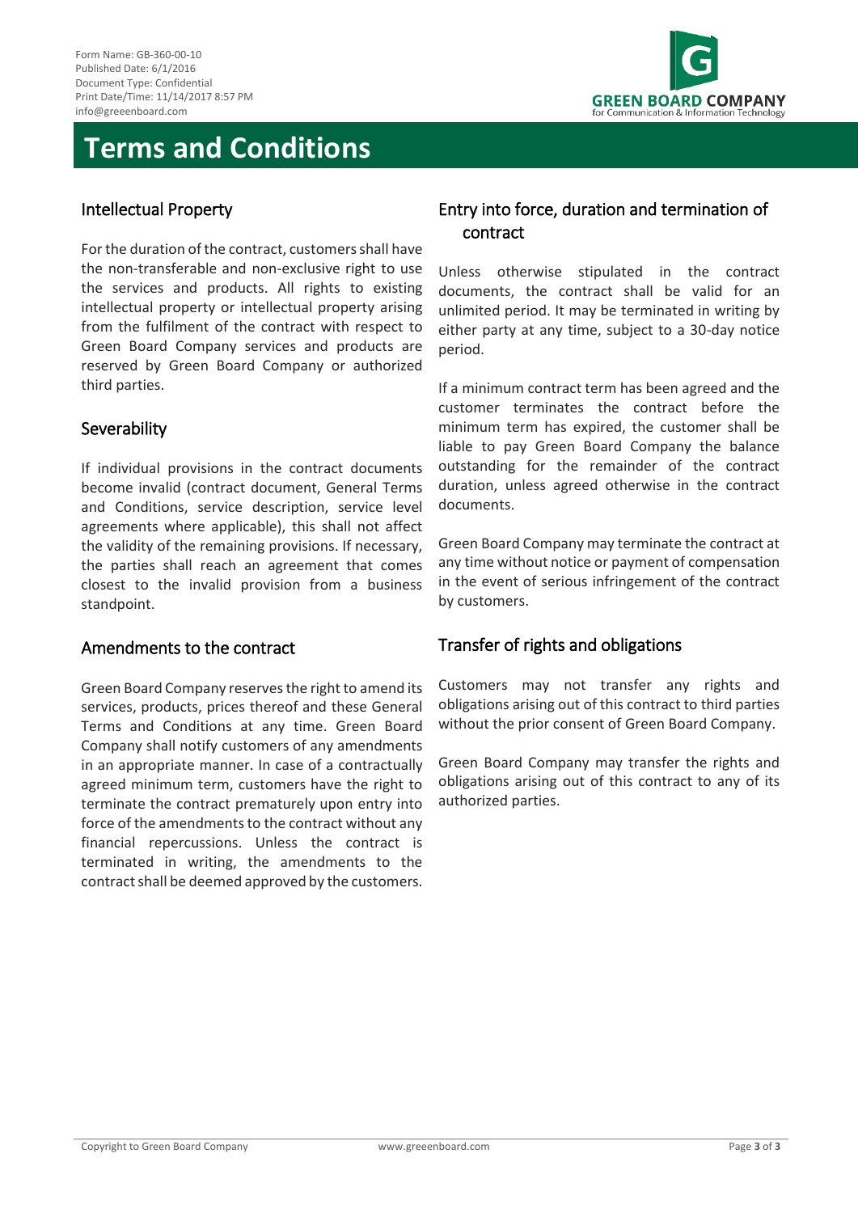Form Name: GB-360-00-10
Published Date: 6/1/2016
Document Type: Confidential
Print Date/Time: 11/14/2017 8:57 PM
info@greeenboard.com

GREEN BOARD COMPANY
for Communication & Information Technology

# Terms and Conditions

## Intellectual Property

For the duration of the contract, customers shall have the non-transferable and non-exclusive right to use the services and products. All rights to existing intellectual property or intellectual property arising from the fulfilment of the contract with respect to Green Board Company services and products are reserved by Green Board Company or authorized third parties.

## Severability

If individual provisions in the contract documents become invalid (contract document, General Terms and Conditions, service description, service level agreements where applicable), this shall not affect the validity of the remaining provisions. If necessary, the parties shall reach an agreement that comes closest to the invalid provision from a business standpoint.

## Amendments to the contract

Green Board Company reserves the right to amend its services, products, prices thereof and these General Terms and Conditions at any time. Green Board Company shall notify customers of any amendments in an appropriate manner. In case of a contractually agreed minimum term, customers have the right to terminate the contract prematurely upon entry into force of the amendments to the contract without any financial repercussions. Unless the contract is terminated in writing, the amendments to the contract shall be deemed approved by the customers.

## Entry into force, duration and termination of contract

Unless otherwise stipulated in the contract documents, the contract shall be valid for an unlimited period. It may be terminated in writing by either party at any time, subject to a 30-day notice period.

If a minimum contract term has been agreed and the customer terminates the contract before the minimum term has expired, the customer shall be liable to pay Green Board Company the balance outstanding for the remainder of the contract duration, unless agreed otherwise in the contract documents.

Green Board Company may terminate the contract at any time without notice or payment of compensation in the event of serious infringement of the contract by customers.

## Transfer of rights and obligations

Customers may not transfer any rights and obligations arising out of this contract to third parties without the prior consent of Green Board Company.

Green Board Company may transfer the rights and obligations arising out of this contract to any of its authorized parties.